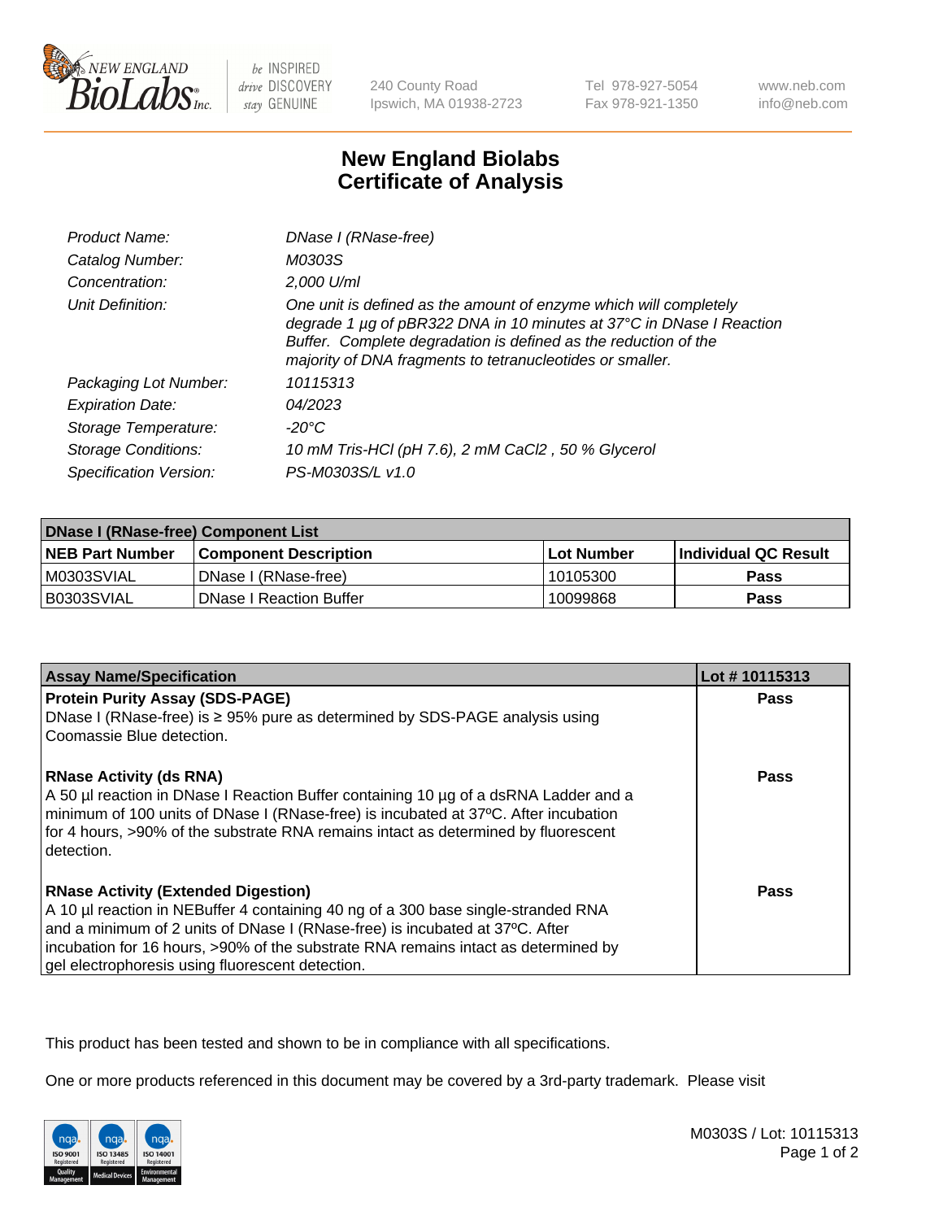240 County Road
Ipswich, MA 01938-2723

Tel 978-927-5054
Fax 978-921-1350

www.neb.com
info@neb.com

# New England Biolabs
# Certificate of Analysis

| | |
|---|---|
| *Product Name:* | *DNase I (RNase-free)* |
| *Catalog Number:* | *M0303S* |
| *Concentration:* | *2,000 U/ml* |
| *Unit Definition:* | *One unit is defined as the amount of enzyme which will completely degrade 1 µg of pBR322 DNA in 10 minutes at 37°C in DNase I Reaction Buffer. Complete degradation is defined as the reduction of the majority of DNA fragments to tetranucleotides or smaller.* |
| *Packaging Lot Number:* | *10115313* |
| *Expiration Date:* | *04/2023* |
| *Storage Temperature:* | *-20°C* |
| *Storage Conditions:* | *10 mM Tris-HCl (pH 7.6), 2 mM $CaCl_2$ , 50 % Glycerol* |
| *Specification Version:* | *PS-M0303S/L v1.0* |

| DNase I (RNase-free) Component List | | | |
|---|---|---|---|
| **NEB Part Number** | **Component Description** | **Lot Number** | **Individual QC Result** |
| M0303SVIAL | DNase I (RNase-free) | 10105300 | **Pass** |
| B0303SVIAL | DNase I Reaction Buffer | 10099868 | **Pass** |

| Assay Name/Specification | Lot # 10115313 |
|---|---|
| **Protein Purity Assay (SDS-PAGE)**<br>DNase I (RNase-free) is ≥ 95% pure as determined by SDS-PAGE analysis using Coomassie Blue detection. | **Pass** |
| **RNase Activity (ds RNA)**<br>A 50 µl reaction in DNase I Reaction Buffer containing 10 µg of a dsRNA Ladder and a minimum of 100 units of DNase I (RNase-free) is incubated at 37ºC. After incubation for 4 hours, >90% of the substrate RNA remains intact as determined by fluorescent detection. | **Pass** |
| **RNase Activity (Extended Digestion)**<br>A 10 µl reaction in NEBuffer 4 containing 40 ng of a 300 base single-stranded RNA and a minimum of 2 units of DNase I (RNase-free) is incubated at 37ºC. After incubation for 16 hours, >90% of the substrate RNA remains intact as determined by gel electrophoresis using fluorescent detection. | **Pass** |

This product has been tested and shown to be in compliance with all specifications.

One or more products referenced in this document may be covered by a 3rd-party trademark. Please visit

M0303S / Lot: 10115313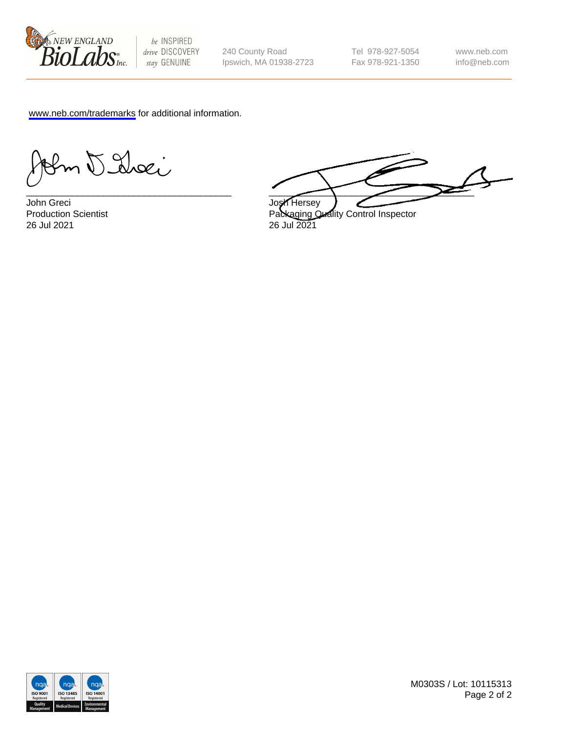www.neb.com/trademarks for additional information.

John Greci
Production Scientist
26 Jul 2021

Josh Hersey
Packaging Quality Control Inspector
26 Jul 2021

M0303S / Lot: 10115313